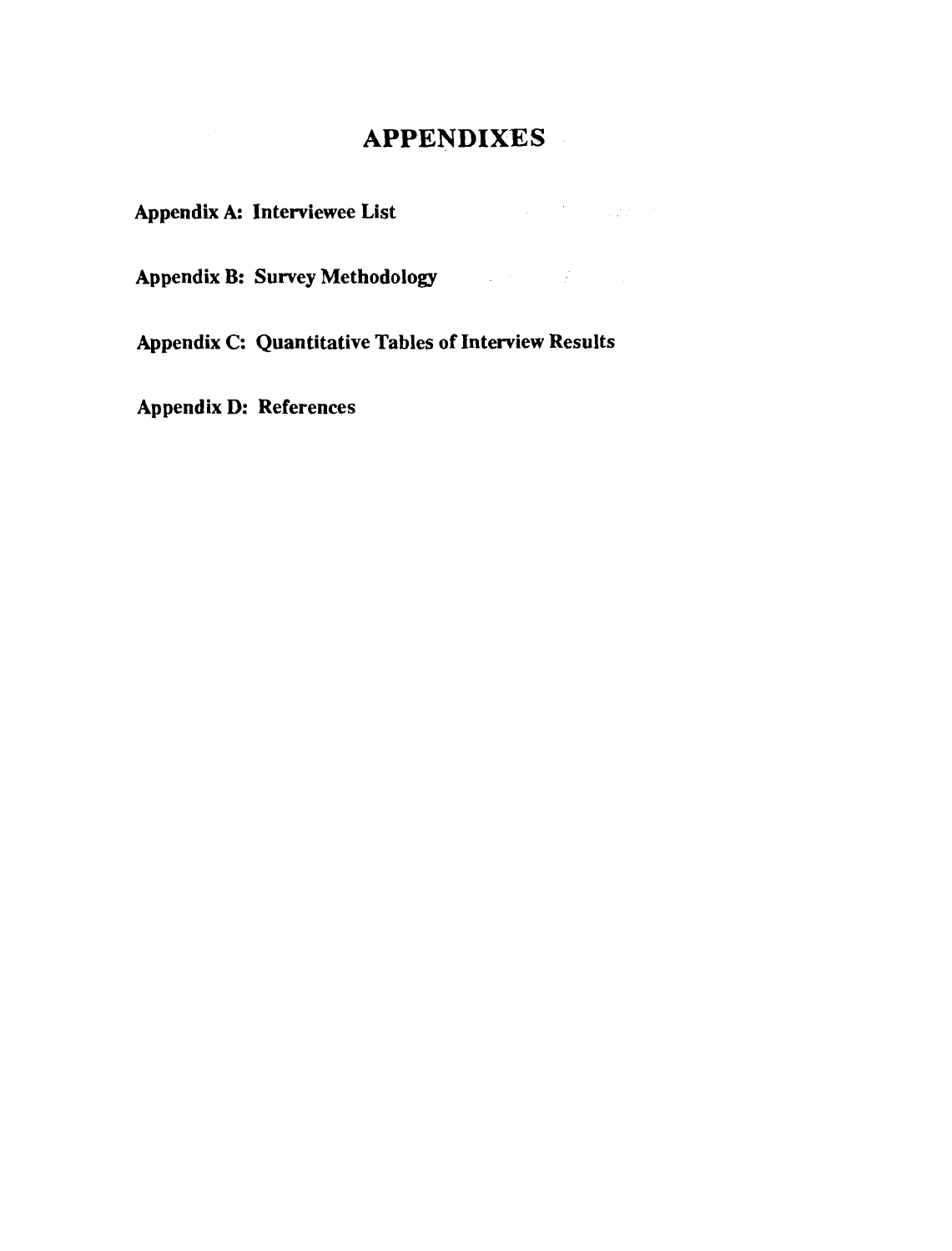# APPENDIXES

**Appendix A: Interviewee List**

**Appendix B: Survey Methodology**

**Appendix C: Quantitative Tables of Interview Results**

**Appendix D: References**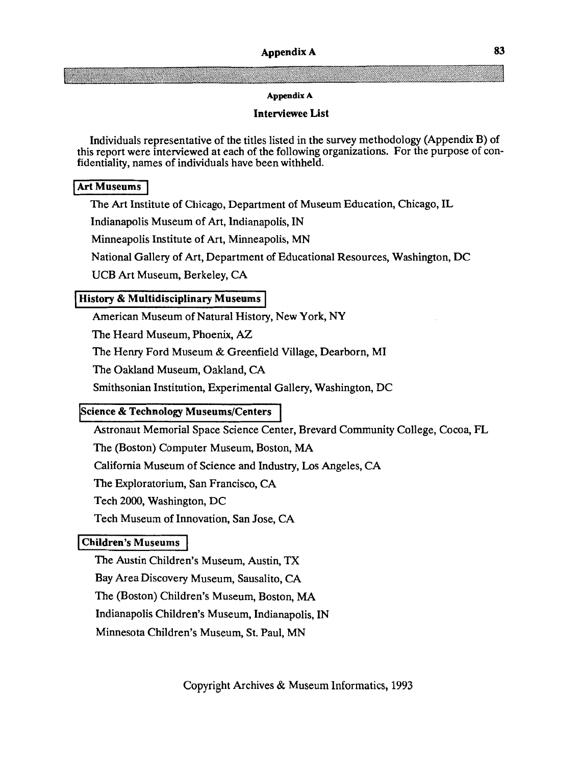## Appendix A

### Interviewee List

Individuals representative of the titles listed in the survey methodology (Appendix B) of this report were interviewed at each of the following organizations. For the purpose of confidentiality, names of individuals have been withheld.

#### Art Museums

The Art Institute of Chicago, Department of Museum Education, Chicago, IL

Indianapolis Museum of Art, Indianapolis, IN

Minneapolis Institute of Art, Minneapolis, MN

National Gallery of Art, Department of Educational Resources, Washington, DC

UCB Art Museum, Berkeley, CA

#### History & Multidisciplinary Museums

American Museum of Natural History, New York, NY

The Heard Museum, Phoenix, AZ

The Henry Ford Museum & Greenfield Village, Dearborn, MI

The Oakland Museum, Oakland, CA

Smithsonian Institution, Experimental Gallery, Washington, DC

#### Science & Technology Museums/Centers

Astronaut Memorial Space Science Center, Brevard Community College, Cocoa, FL

The (Boston) Computer Museum, Boston, MA

California Museum of Science and Industry, Los Angeles, CA

The Exploratorium, San Francisco, CA

Tech 2000, Washington, DC

Tech Museum of Innovation, San Jose, CA

#### Children's Museums

The Austin Children's Museum, Austin, TX

Bay Area Discovery Museum, Sausalito, CA

The (Boston) Children's Museum, Boston, MA

Indianapolis Children's Museum, Indianapolis, IN

Minnesota Children's Museum, St. Paul, MN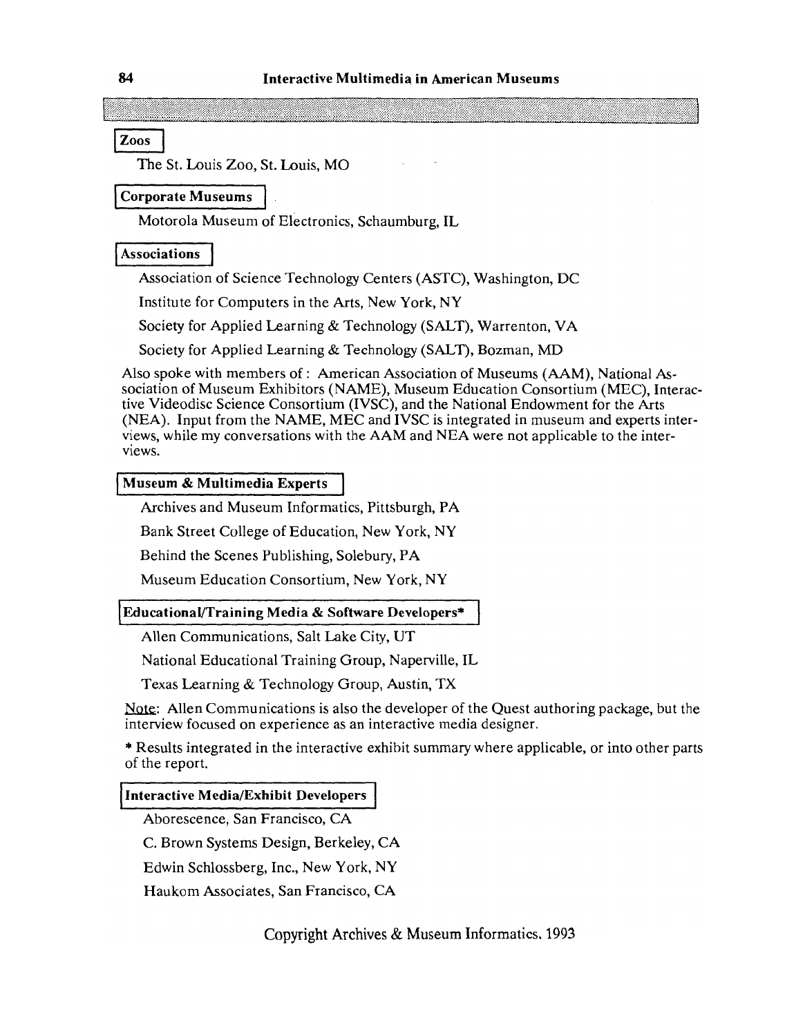## Zoos

The St. Louis Zoo, St. Louis, MO

## Corporate Museums

Motorola Museum of Electronics, Schaumburg, IL

## Associations

Association of Science Technology Centers (ASTC), Washington, DC

Institute for Computers in the Arts, New York, NY

Society for Applied Learning & Technology (SALT), Warrenton, VA

Society for Applied Learning & Technology (SALT), Bozman, MD

Also spoke with members of : American Association of Museums (AAM), National Association of Museum Exhibitors (NAME), Museum Education Consortium (MEC), Interactive Videodisc Science Consortium (IVSC), and the National Endowment for the Arts (NEA). Input from the NAME, MEC and IVSC is integrated in museum and experts interviews, while my conversations with the AAM and NEA were not applicable to the interviews.

## Museum & Multimedia Experts

Archives and Museum Informatics, Pittsburgh, PA

Bank Street College of Education, New York, NY

Behind the Scenes Publishing, Solebury, PA

Museum Education Consortium, New York, NY

## Educational/Training Media & Software Developers*

Allen Communications, Salt Lake City, UT

National Educational Training Group, Naperville, IL

Texas Learning & Technology Group, Austin, TX

Note: Allen Communications is also the developer of the Quest authoring package, but the interview focused on experience as an interactive media designer.

* Results integrated in the interactive exhibit summary where applicable, or into other parts of the report.

## Interactive Media/Exhibit Developers

Aborescence, San Francisco, CA

C. Brown Systems Design, Berkeley, CA

Edwin Schlossberg, Inc., New York, NY

Haukom Associates, San Francisco, CA

Copyright Archives & Museum Informatics, 1993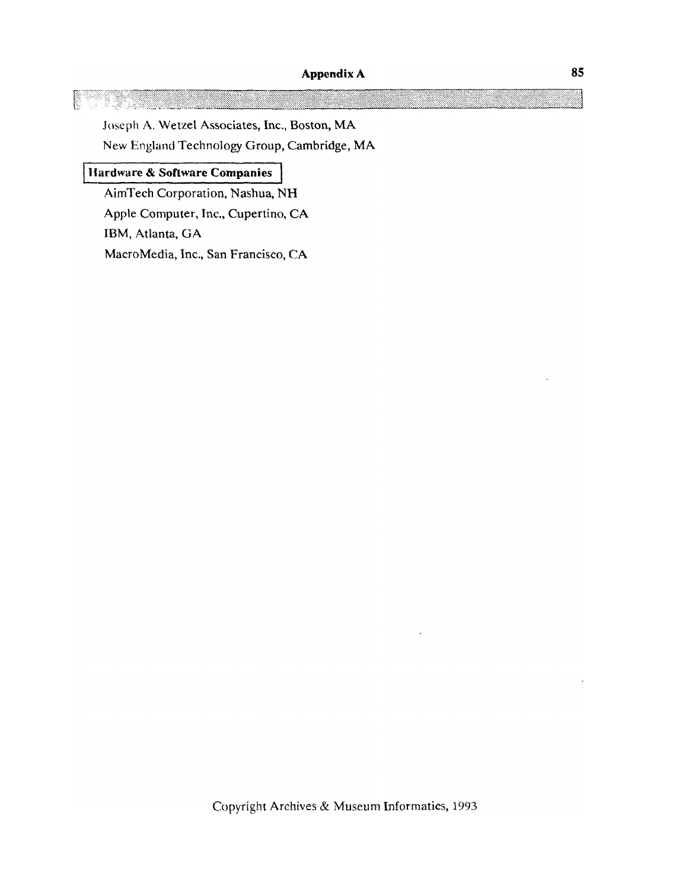Joseph A. Wetzel Associates, Inc., Boston, MA

New England Technology Group, Cambridge, MA

### Hardware & Software Companies

AimTech Corporation, Nashua, NH

Apple Computer, Inc., Cupertino, CA

IBM, Atlanta, GA

MacroMedia, Inc., San Francisco, CA

Copyright Archives & Museum Informatics, 1993